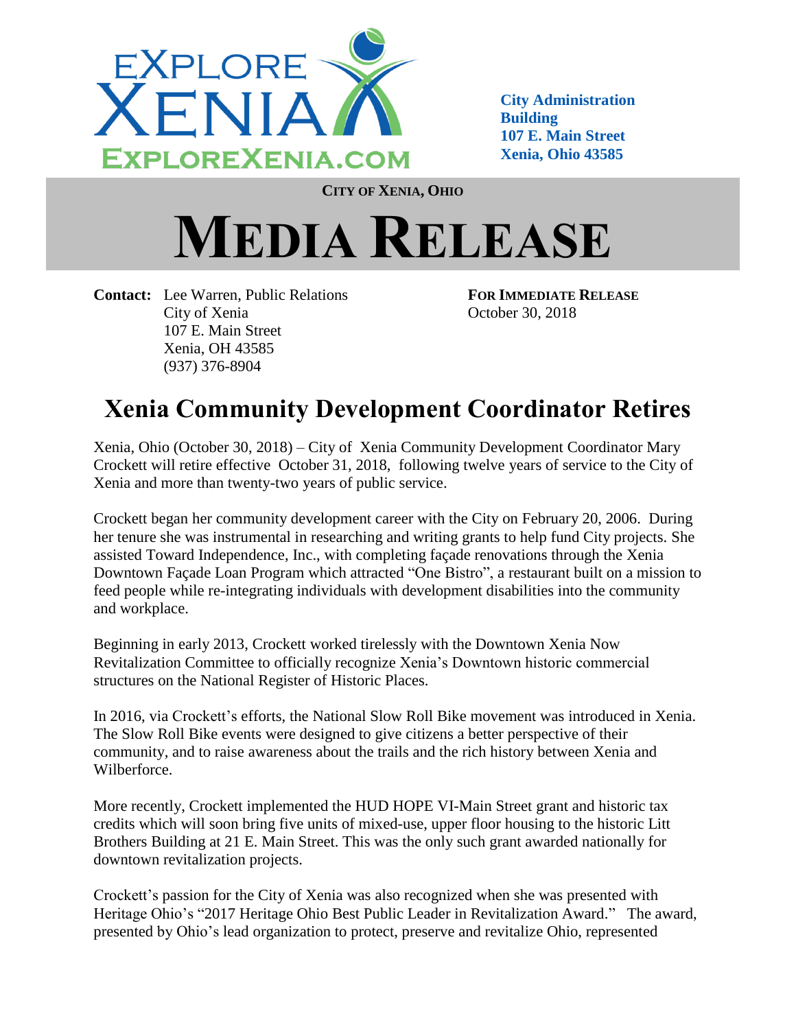EXPLORE XENIA
EXPLOREXENIA.COM

**City Administration Building**
**107 E. Main Street**
**Xenia, Ohio 43585**

**CITY OF XENIA, OHIO**

# MEDIA RELEASE

**Contact:** Lee Warren, Public Relations
City of Xenia
107 E. Main Street
Xenia, OH 43585
(937) 376-8904

**FOR IMMEDIATE RELEASE**
October 30, 2018

## Xenia Community Development Coordinator Retires

Xenia, Ohio (October 30, 2018) – City of Xenia Community Development Coordinator Mary Crockett will retire effective October 31, 2018, following twelve years of service to the City of Xenia and more than twenty-two years of public service.

Crockett began her community development career with the City on February 20, 2006. During her tenure she was instrumental in researching and writing grants to help fund City projects. She assisted Toward Independence, Inc., with completing façade renovations through the Xenia Downtown Façade Loan Program which attracted "One Bistro", a restaurant built on a mission to feed people while re-integrating individuals with development disabilities into the community and workplace.

Beginning in early 2013, Crockett worked tirelessly with the Downtown Xenia Now Revitalization Committee to officially recognize Xenia's Downtown historic commercial structures on the National Register of Historic Places.

In 2016, via Crockett's efforts, the National Slow Roll Bike movement was introduced in Xenia. The Slow Roll Bike events were designed to give citizens a better perspective of their community, and to raise awareness about the trails and the rich history between Xenia and Wilberforce.

More recently, Crockett implemented the HUD HOPE VI-Main Street grant and historic tax credits which will soon bring five units of mixed-use, upper floor housing to the historic Litt Brothers Building at 21 E. Main Street. This was the only such grant awarded nationally for downtown revitalization projects.

Crockett's passion for the City of Xenia was also recognized when she was presented with Heritage Ohio's "2017 Heritage Ohio Best Public Leader in Revitalization Award." The award, presented by Ohio's lead organization to protect, preserve and revitalize Ohio, represented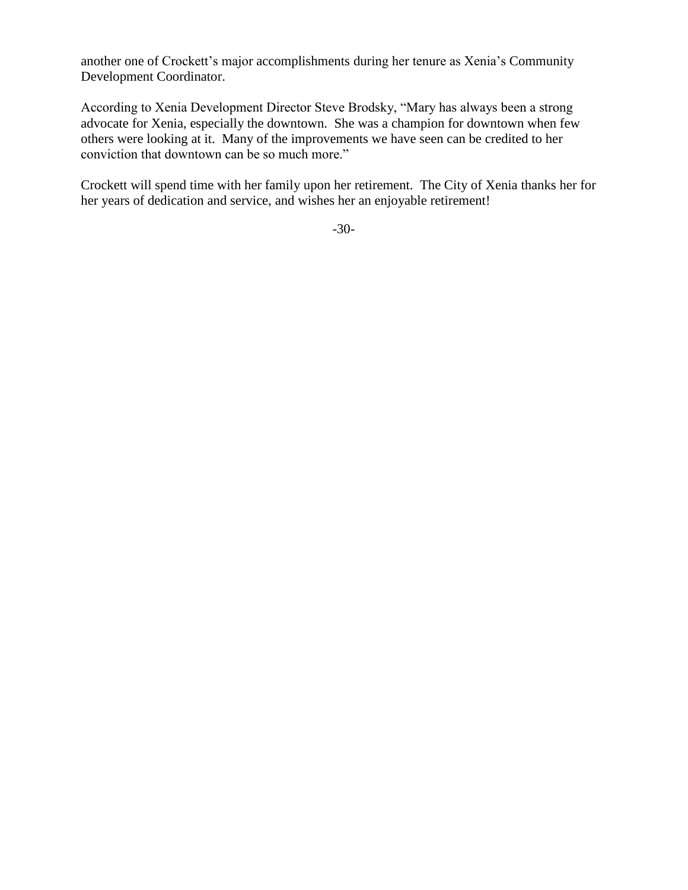another one of Crockett's major accomplishments during her tenure as Xenia's Community Development Coordinator.

According to Xenia Development Director Steve Brodsky, "Mary has always been a strong advocate for Xenia, especially the downtown. She was a champion for downtown when few others were looking at it. Many of the improvements we have seen can be credited to her conviction that downtown can be so much more."

Crockett will spend time with her family upon her retirement. The City of Xenia thanks her for her years of dedication and service, and wishes her an enjoyable retirement!

-30-